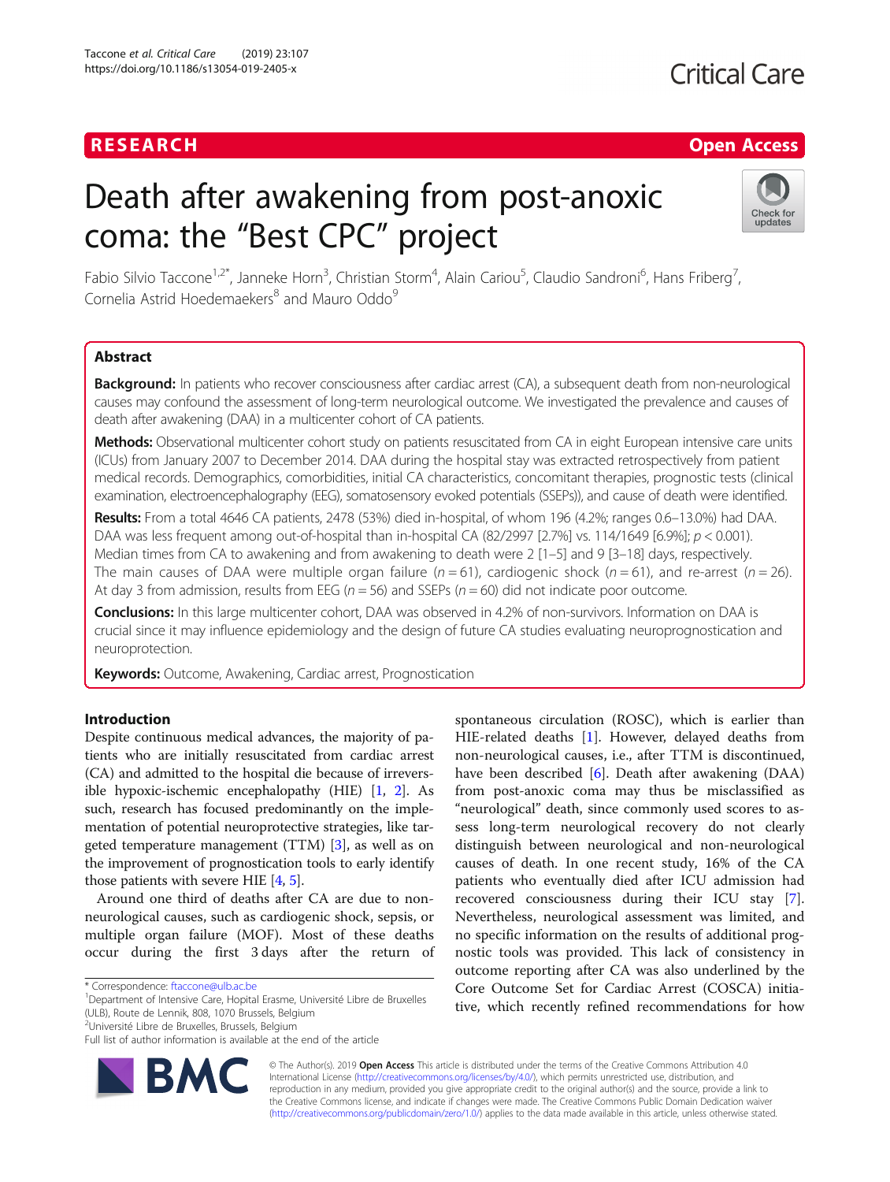RESEARCH | Open Access

# Death after awakening from post-anoxic coma: the "Best CPC" project

Fabio Silvio Taccone[1,2*], Janneke Horn[3], Christian Storm[4], Alain Cariou[5], Claudio Sandroni[6], Hans Friberg[7], Cornelia Astrid Hoedemaekers[8] and Mauro Oddo[9]

## Abstract

**Background:** In patients who recover consciousness after cardiac arrest (CA), a subsequent death from non-neurological causes may confound the assessment of long-term neurological outcome. We investigated the prevalence and causes of death after awakening (DAA) in a multicenter cohort of CA patients.

**Methods:** Observational multicenter cohort study on patients resuscitated from CA in eight European intensive care units (ICUs) from January 2007 to December 2014. DAA during the hospital stay was extracted retrospectively from patient medical records. Demographics, comorbidities, initial CA characteristics, concomitant therapies, prognostic tests (clinical examination, electroencephalography (EEG), somatosensory evoked potentials (SSEPs)), and cause of death were identified.

**Results:** From a total 4646 CA patients, 2478 (53%) died in-hospital, of whom 196 (4.2%; ranges 0.6–13.0%) had DAA. DAA was less frequent among out-of-hospital than in-hospital CA (82/2997 [2.7%] vs. 114/1649 [6.9%]; $p < 0.001$). Median times from CA to awakening and from awakening to death were 2 [1–5] and 9 [3–18] days, respectively. The main causes of DAA were multiple organ failure ($n = 61$), cardiogenic shock ($n = 61$), and re-arrest ($n = 26$). At day 3 from admission, results from EEG ($n = 56$) and SSEPs ($n = 60$) did not indicate poor outcome.

**Conclusions:** In this large multicenter cohort, DAA was observed in 4.2% of non-survivors. Information on DAA is crucial since it may influence epidemiology and the design of future CA studies evaluating neuroprognostication and neuroprotection.

**Keywords:** Outcome, Awakening, Cardiac arrest, Prognostication

## Introduction

Despite continuous medical advances, the majority of patients who are initially resuscitated from cardiac arrest (CA) and admitted to the hospital die because of irreversible hypoxic-ischemic encephalopathy (HIE) [1, 2]. As such, research has focused predominantly on the implementation of potential neuroprotective strategies, like targeted temperature management (TTM) [3], as well as on the improvement of prognostication tools to early identify those patients with severe HIE [4, 5].

Around one third of deaths after CA are due to non-neurological causes, such as cardiogenic shock, sepsis, or multiple organ failure (MOF). Most of these deaths occur during the first 3 days after the return of spontaneous circulation (ROSC), which is earlier than HIE-related deaths [1]. However, delayed deaths from non-neurological causes, i.e., after TTM is discontinued, have been described [6]. Death after awakening (DAA) from post-anoxic coma may thus be misclassified as "neurological" death, since commonly used scores to assess long-term neurological recovery do not clearly distinguish between neurological and non-neurological causes of death. In one recent study, 16% of the CA patients who eventually died after ICU admission had recovered consciousness during their ICU stay [7]. Nevertheless, neurological assessment was limited, and no specific information on the results of additional prognostic tools was provided. This lack of consistency in outcome reporting after CA was also underlined by the Core Outcome Set for Cardiac Arrest (COSCA) initiative, which recently refined recommendations for how

* Correspondence: ftaccone@ulb.ac.be
[1]Department of Intensive Care, Hopital Erasme, Université Libre de Bruxelles (ULB), Route de Lennik, 808, 1070 Brussels, Belgium
[2]Université Libre de Bruxelles, Brussels, Belgium
Full list of author information is available at the end of the article

© The Author(s). 2019 **Open Access** This article is distributed under the terms of the Creative Commons Attribution 4.0 International License (http://creativecommons.org/licenses/by/4.0/), which permits unrestricted use, distribution, and reproduction in any medium, provided you give appropriate credit to the original author(s) and the source, provide a link to the Creative Commons license, and indicate if changes were made. The Creative Commons Public Domain Dedication waiver (http://creativecommons.org/publicdomain/zero/1.0/) applies to the data made available in this article, unless otherwise stated.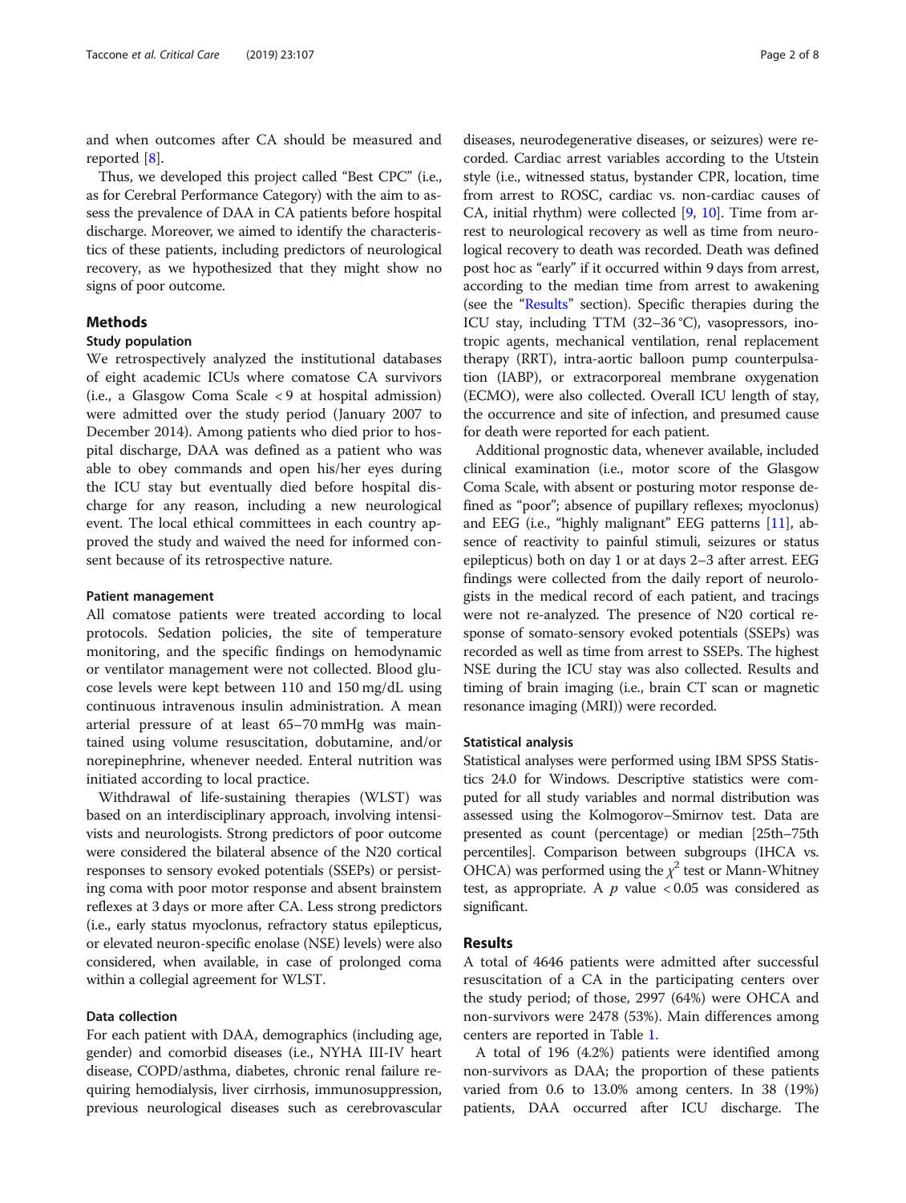and when outcomes after CA should be measured and reported [8].

Thus, we developed this project called "Best CPC" (i.e., as for Cerebral Performance Category) with the aim to assess the prevalence of DAA in CA patients before hospital discharge. Moreover, we aimed to identify the characteristics of these patients, including predictors of neurological recovery, as we hypothesized that they might show no signs of poor outcome.

## Methods

### Study population

We retrospectively analyzed the institutional databases of eight academic ICUs where comatose CA survivors (i.e., a Glasgow Coma Scale < 9 at hospital admission) were admitted over the study period (January 2007 to December 2014). Among patients who died prior to hospital discharge, DAA was defined as a patient who was able to obey commands and open his/her eyes during the ICU stay but eventually died before hospital discharge for any reason, including a new neurological event. The local ethical committees in each country approved the study and waived the need for informed consent because of its retrospective nature.

### Patient management

All comatose patients were treated according to local protocols. Sedation policies, the site of temperature monitoring, and the specific findings on hemodynamic or ventilator management were not collected. Blood glucose levels were kept between 110 and 150 mg/dL using continuous intravenous insulin administration. A mean arterial pressure of at least 65–70 mmHg was maintained using volume resuscitation, dobutamine, and/or norepinephrine, whenever needed. Enteral nutrition was initiated according to local practice.

Withdrawal of life-sustaining therapies (WLST) was based on an interdisciplinary approach, involving intensivists and neurologists. Strong predictors of poor outcome were considered the bilateral absence of the N20 cortical responses to sensory evoked potentials (SSEPs) or persisting coma with poor motor response and absent brainstem reflexes at 3 days or more after CA. Less strong predictors (i.e., early status myoclonus, refractory status epilepticus, or elevated neuron-specific enolase (NSE) levels) were also considered, when available, in case of prolonged coma within a collegial agreement for WLST.

### Data collection

For each patient with DAA, demographics (including age, gender) and comorbid diseases (i.e., NYHA III-IV heart disease, COPD/asthma, diabetes, chronic renal failure requiring hemodialysis, liver cirrhosis, immunosuppression, previous neurological diseases such as cerebrovascular diseases, neurodegenerative diseases, or seizures) were recorded. Cardiac arrest variables according to the Utstein style (i.e., witnessed status, bystander CPR, location, time from arrest to ROSC, cardiac vs. non-cardiac causes of CA, initial rhythm) were collected [9, 10]. Time from arrest to neurological recovery as well as time from neurological recovery to death was recorded. Death was defined post hoc as "early" if it occurred within 9 days from arrest, according to the median time from arrest to awakening (see the "Results" section). Specific therapies during the ICU stay, including TTM (32–36 °C), vasopressors, inotropic agents, mechanical ventilation, renal replacement therapy (RRT), intra-aortic balloon pump counterpulsation (IABP), or extracorporeal membrane oxygenation (ECMO), were also collected. Overall ICU length of stay, the occurrence and site of infection, and presumed cause for death were reported for each patient.

Additional prognostic data, whenever available, included clinical examination (i.e., motor score of the Glasgow Coma Scale, with absent or posturing motor response defined as "poor"; absence of pupillary reflexes; myoclonus) and EEG (i.e., "highly malignant" EEG patterns [11], absence of reactivity to painful stimuli, seizures or status epilepticus) both on day 1 or at days 2–3 after arrest. EEG findings were collected from the daily report of neurologists in the medical record of each patient, and tracings were not re-analyzed. The presence of N20 cortical response of somato-sensory evoked potentials (SSEPs) was recorded as well as time from arrest to SSEPs. The highest NSE during the ICU stay was also collected. Results and timing of brain imaging (i.e., brain CT scan or magnetic resonance imaging (MRI)) were recorded.

### Statistical analysis

Statistical analyses were performed using IBM SPSS Statistics 24.0 for Windows. Descriptive statistics were computed for all study variables and normal distribution was assessed using the Kolmogorov–Smirnov test. Data are presented as count (percentage) or median [25th–75th percentiles]. Comparison between subgroups (IHCA vs. OHCA) was performed using the $\chi^2$ test or Mann-Whitney test, as appropriate. A $p$ value $< 0.05$ was considered as significant.

## Results

A total of 4646 patients were admitted after successful resuscitation of a CA in the participating centers over the study period; of those, 2997 (64%) were OHCA and non-survivors were 2478 (53%). Main differences among centers are reported in Table 1.

A total of 196 (4.2%) patients were identified among non-survivors as DAA; the proportion of these patients varied from 0.6 to 13.0% among centers. In 38 (19%) patients, DAA occurred after ICU discharge. The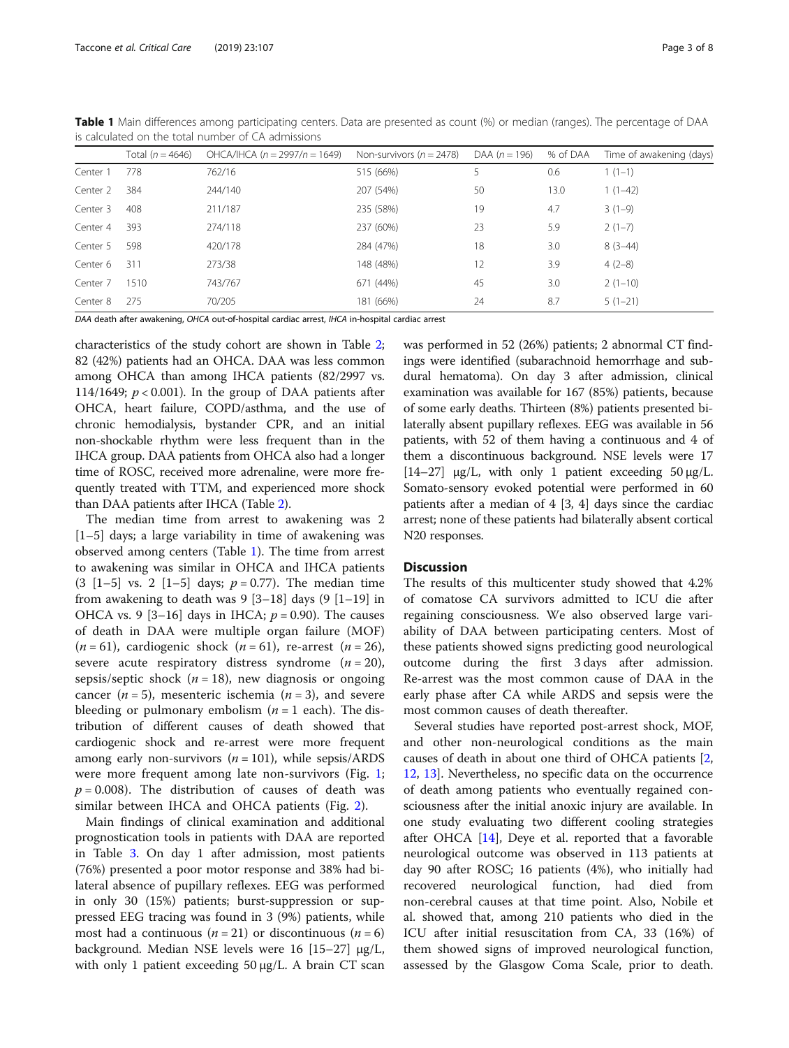**Table 1** Main differences among participating centers. Data are presented as count (%) or median (ranges). The percentage of DAA is calculated on the total number of CA admissions

| | Total (n = 4646) | OHCA/IHCA (n = 2997/n = 1649) | Non-survivors (n = 2478) | DAA (n = 196) | % of DAA | Time of awakening (days) |
|---|---|---|---|---|---|---|
| Center 1 | 778 | 762/16 | 515 (66%) | 5 | 0.6 | 1 (1–1) |
| Center 2 | 384 | 244/140 | 207 (54%) | 50 | 13.0 | 1 (1–42) |
| Center 3 | 408 | 211/187 | 235 (58%) | 19 | 4.7 | 3 (1–9) |
| Center 4 | 393 | 274/118 | 237 (60%) | 23 | 5.9 | 2 (1–7) |
| Center 5 | 598 | 420/178 | 284 (47%) | 18 | 3.0 | 8 (3–44) |
| Center 6 | 311 | 273/38 | 148 (48%) | 12 | 3.9 | 4 (2–8) |
| Center 7 | 1510 | 743/767 | 671 (44%) | 45 | 3.0 | 2 (1–10) |
| Center 8 | 275 | 70/205 | 181 (66%) | 24 | 8.7 | 5 (1–21) |

*DAA* death after awakening, *OHCA* out-of-hospital cardiac arrest, *IHCA* in-hospital cardiac arrest

characteristics of the study cohort are shown in Table 2; 82 (42%) patients had an OHCA. DAA was less common among OHCA than among IHCA patients (82/2997 vs. 114/1649; $p < 0.001$). In the group of DAA patients after OHCA, heart failure, COPD/asthma, and the use of chronic hemodialysis, bystander CPR, and an initial non-shockable rhythm were less frequent than in the IHCA group. DAA patients from OHCA also had a longer time of ROSC, received more adrenaline, were more frequently treated with TTM, and experienced more shock than DAA patients after IHCA (Table 2).

The median time from arrest to awakening was 2 [1–5] days; a large variability in time of awakening was observed among centers (Table 1). The time from arrest to awakening was similar in OHCA and IHCA patients (3 [1–5] vs. 2 [1–5] days; $p = 0.77$). The median time from awakening to death was 9 [3–18] days (9 [1–19] in OHCA vs. 9 [3–16] days in IHCA; $p = 0.90$). The causes of death in DAA were multiple organ failure (MOF) ($n = 61$), cardiogenic shock ($n = 61$), re-arrest ($n = 26$), severe acute respiratory distress syndrome ($n = 20$), sepsis/septic shock ($n = 18$), new diagnosis or ongoing cancer ($n = 5$), mesenteric ischemia ($n = 3$), and severe bleeding or pulmonary embolism ($n = 1$ each). The distribution of different causes of death showed that cardiogenic shock and re-arrest were more frequent among early non-survivors ($n = 101$), while sepsis/ARDS were more frequent among late non-survivors (Fig. 1; $p = 0.008$). The distribution of causes of death was similar between IHCA and OHCA patients (Fig. 2).

Main findings of clinical examination and additional prognostication tools in patients with DAA are reported in Table 3. On day 1 after admission, most patients (76%) presented a poor motor response and 38% had bilateral absence of pupillary reflexes. EEG was performed in only 30 (15%) patients; burst-suppression or suppressed EEG tracing was found in 3 (9%) patients, while most had a continuous ($n = 21$) or discontinuous ($n = 6$) background. Median NSE levels were 16 [15–27] μg/L, with only 1 patient exceeding 50 μg/L. A brain CT scan was performed in 52 (26%) patients; 2 abnormal CT findings were identified (subarachnoid hemorrhage and subdural hematoma). On day 3 after admission, clinical examination was available for 167 (85%) patients, because of some early deaths. Thirteen (8%) patients presented bilaterally absent pupillary reflexes. EEG was available in 56 patients, with 52 of them having a continuous and 4 of them a discontinuous background. NSE levels were 17 [14–27] μg/L, with only 1 patient exceeding 50 μg/L. Somato-sensory evoked potential were performed in 60 patients after a median of 4 [3, 4] days since the cardiac arrest; none of these patients had bilaterally absent cortical N20 responses.

## Discussion

The results of this multicenter study showed that 4.2% of comatose CA survivors admitted to ICU die after regaining consciousness. We also observed large variability of DAA between participating centers. Most of these patients showed signs predicting good neurological outcome during the first 3 days after admission. Re-arrest was the most common cause of DAA in the early phase after CA while ARDS and sepsis were the most common causes of death thereafter.

Several studies have reported post-arrest shock, MOF, and other non-neurological conditions as the main causes of death in about one third of OHCA patients [2, 12, 13]. Nevertheless, no specific data on the occurrence of death among patients who eventually regained consciousness after the initial anoxic injury are available. In one study evaluating two different cooling strategies after OHCA [14], Deye et al. reported that a favorable neurological outcome was observed in 113 patients at day 90 after ROSC; 16 patients (4%), who initially had recovered neurological function, had died from non-cerebral causes at that time point. Also, Nobile et al. showed that, among 210 patients who died in the ICU after initial resuscitation from CA, 33 (16%) of them showed signs of improved neurological function, assessed by the Glasgow Coma Scale, prior to death.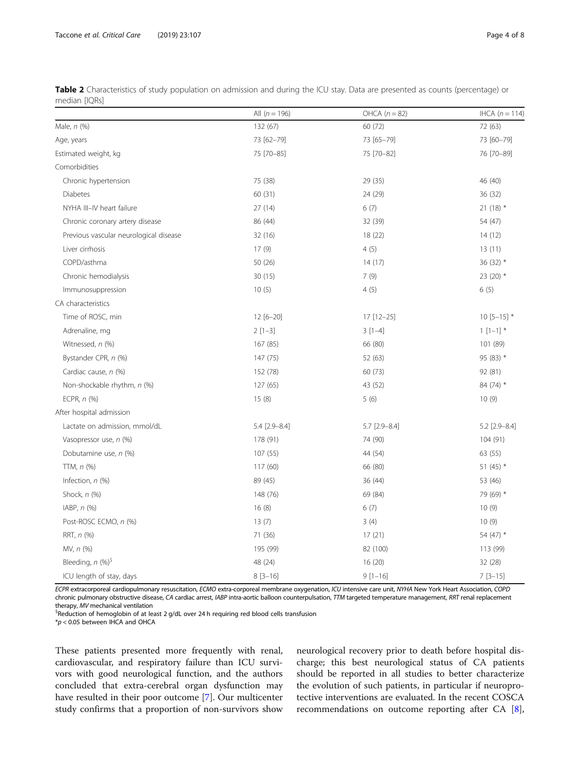**Table 2** Characteristics of study population on admission and during the ICU stay. Data are presented as counts (percentage) or median [IQRs]

| | All (*n* = 196) | OHCA (*n* = 82) | IHCA (*n* = 114) |
|---|---|---|---|
| Male, *n* (%) | 132 (67) | 60 (72) | 72 (63) |
| Age, years | 73 [62–79] | 73 [65–79] | 73 [60–79] |
| Estimated weight, kg | 75 [70–85] | 75 [70–82] | 76 [70–89] |
| Comorbidities | | | |
| Chronic hypertension | 75 (38) | 29 (35) | 46 (40) |
| Diabetes | 60 (31) | 24 (29) | 36 (32) |
| NYHA III–IV heart failure | 27 (14) | 6 (7) | 21 (18) * |
| Chronic coronary artery disease | 86 (44) | 32 (39) | 54 (47) |
| Previous vascular neurological disease | 32 (16) | 18 (22) | 14 (12) |
| Liver cirrhosis | 17 (9) | 4 (5) | 13 (11) |
| COPD/asthma | 50 (26) | 14 (17) | 36 (32) * |
| Chronic hemodialysis | 30 (15) | 7 (9) | 23 (20) * |
| Immunosuppression | 10 (5) | 4 (5) | 6 (5) |
| CA characteristics | | | |
| Time of ROSC, min | 12 [6–20] | 17 [12–25] | 10 [5–15] * |
| Adrenaline, mg | 2 [1–3] | 3 [1–4] | 1 [1–1] * |
| Witnessed, *n* (%) | 167 (85) | 66 (80) | 101 (89) |
| Bystander CPR, *n* (%) | 147 (75) | 52 (63) | 95 (83) * |
| Cardiac cause, *n* (%) | 152 (78) | 60 (73) | 92 (81) |
| Non-shockable rhythm, *n* (%) | 127 (65) | 43 (52) | 84 (74) * |
| ECPR, *n* (%) | 15 (8) | 5 (6) | 10 (9) |
| After hospital admission | | | |
| Lactate on admission, mmol/dL | 5.4 [2.9–8.4] | 5.7 [2.9–8.4] | 5.2 [2.9–8.4] |
| Vasopressor use, *n* (%) | 178 (91) | 74 (90) | 104 (91) |
| Dobutamine use, *n* (%) | 107 (55) | 44 (54) | 63 (55) |
| TTM, *n* (%) | 117 (60) | 66 (80) | 51 (45) * |
| Infection, *n* (%) | 89 (45) | 36 (44) | 53 (46) |
| Shock, *n* (%) | 148 (76) | 69 (84) | 79 (69) * |
| IABP, *n* (%) | 16 (8) | 6 (7) | 10 (9) |
| Post-ROSC ECMO, *n* (%) | 13 (7) | 3 (4) | 10 (9) |
| RRT, *n* (%) | 71 (36) | 17 (21) | 54 (47) * |
| MV, *n* (%) | 195 (99) | 82 (100) | 113 (99) |
| Bleeding, *n* (%)$ | 48 (24) | 16 (20) | 32 (28) |
| ICU length of stay, days | 8 [3–16] | 9 [1–16] | 7 [3–15] |

*ECPR* extracorporeal cardiopulmonary resuscitation, *ECMO* extra-corporeal membrane oxygenation, *ICU* intensive care unit, *NYHA* New York Heart Association, *COPD* chronic pulmonary obstructive disease, *CA* cardiac arrest, *IABP* intra-aortic balloon counterpulsation, *TTM* targeted temperature management, *RRT* renal replacement therapy, *MV* mechanical ventilation

$Reduction of hemoglobin of at least 2 g/dL over 24 h requiring red blood cells transfusion

*$p < 0.05$ between IHCA and OHCA

These patients presented more frequently with renal, cardiovascular, and respiratory failure than ICU survivors with good neurological function, and the authors concluded that extra-cerebral organ dysfunction may have resulted in their poor outcome [7]. Our multicenter study confirms that a proportion of non-survivors show neurological recovery prior to death before hospital discharge; this best neurological status of CA patients should be reported in all studies to better characterize the evolution of such patients, in particular if neuroprotective interventions are evaluated. In the recent COSCA recommendations on outcome reporting after CA [8],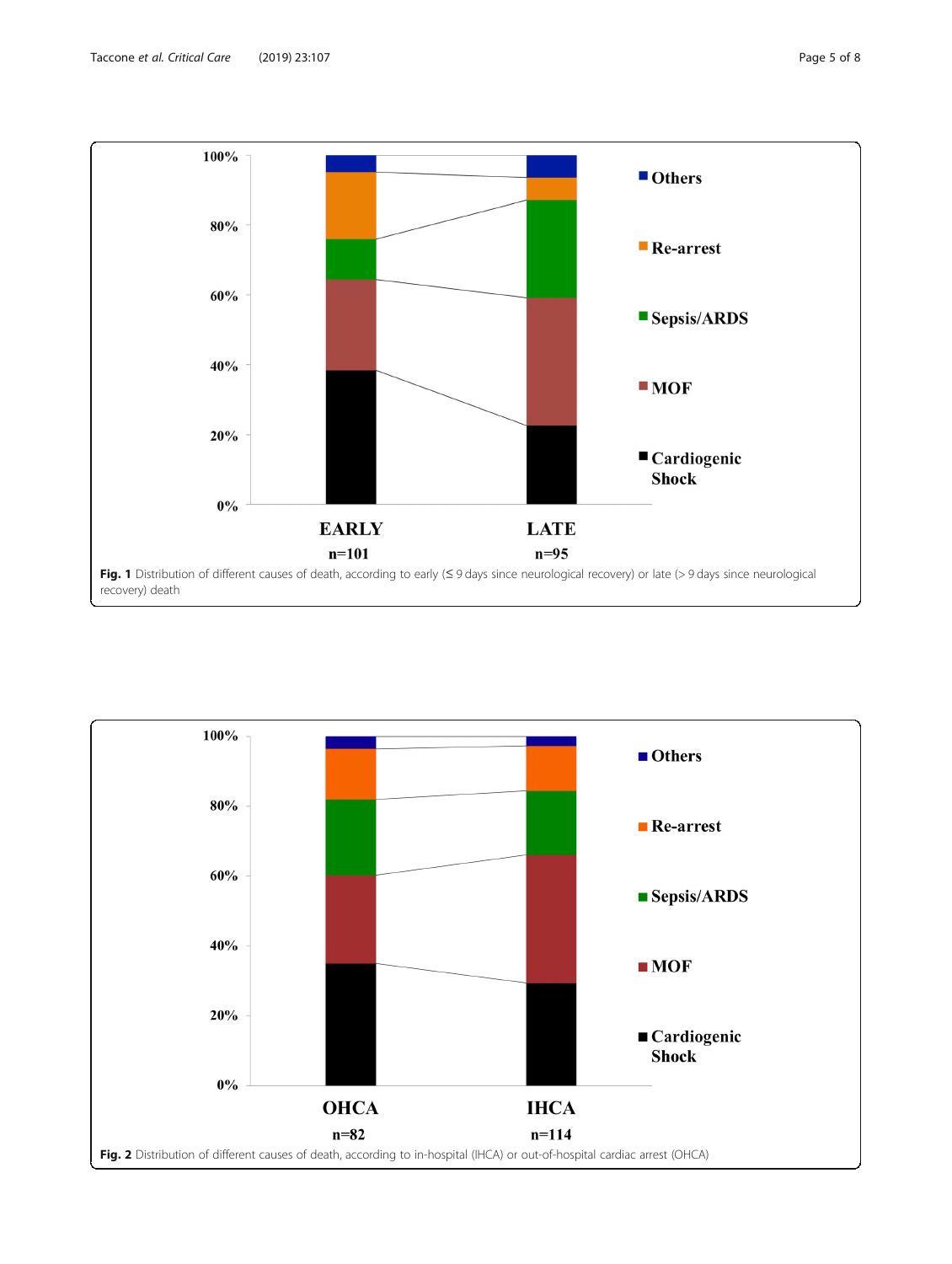**Fig. 1** Distribution of different causes of death, according to early (≤ 9 days since neurological recovery) or late (> 9 days since neurological recovery) death

**Fig. 2** Distribution of different causes of death, according to in-hospital (IHCA) or out-of-hospital cardiac arrest (OHCA)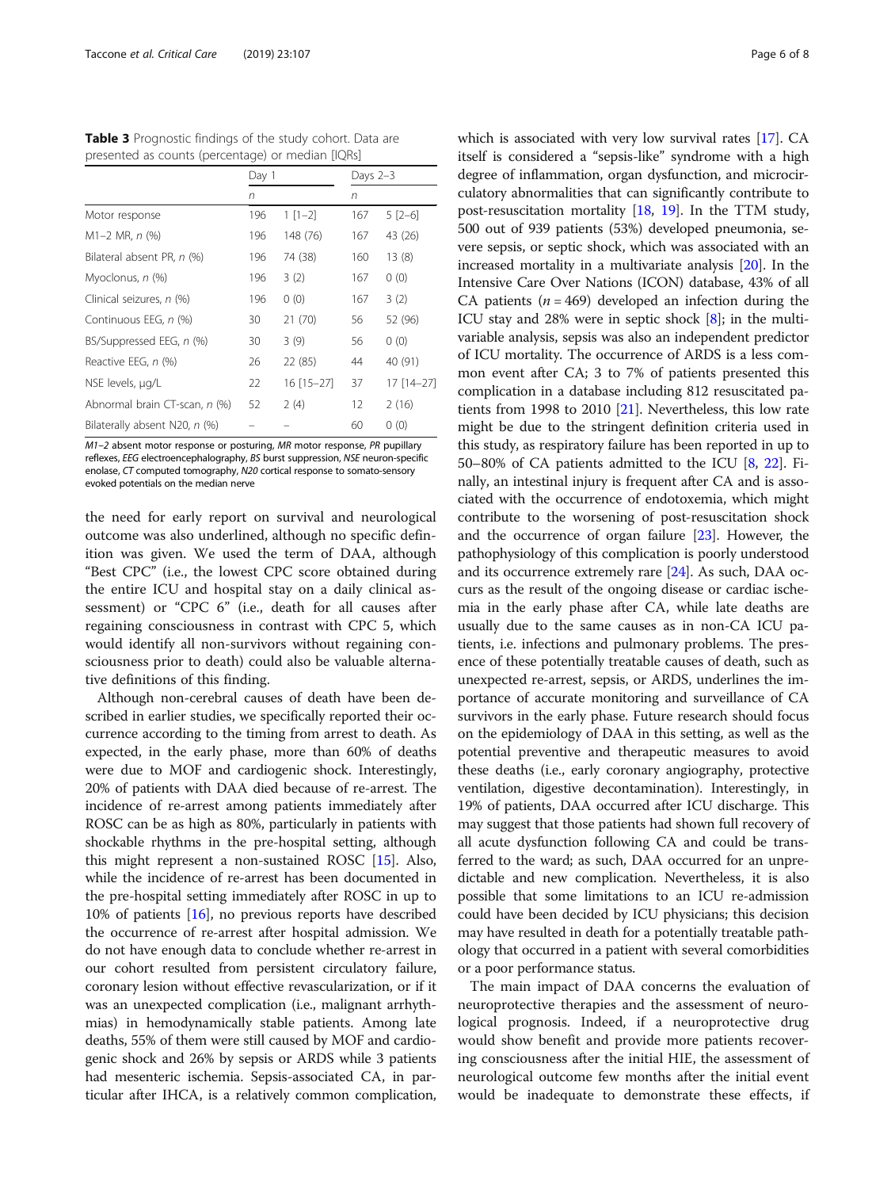**Table 3** Prognostic findings of the study cohort. Data are presented as counts (percentage) or median [IQRs]

| | Day 1 | | Days 2–3 | |
|---|---|---|---|---|
| | *n* | | *n* | |
| Motor response | 196 | 1 [1–2] | 167 | 5 [2–6] |
| M1–2 MR, *n* (%) | 196 | 148 (76) | 167 | 43 (26) |
| Bilateral absent PR, *n* (%) | 196 | 74 (38) | 160 | 13 (8) |
| Myoclonus, *n* (%) | 196 | 3 (2) | 167 | 0 (0) |
| Clinical seizures, *n* (%) | 196 | 0 (0) | 167 | 3 (2) |
| Continuous EEG, *n* (%) | 30 | 21 (70) | 56 | 52 (96) |
| BS/Suppressed EEG, *n* (%) | 30 | 3 (9) | 56 | 0 (0) |
| Reactive EEG, *n* (%) | 26 | 22 (85) | 44 | 40 (91) |
| NSE levels, μg/L | 22 | 16 [15–27] | 37 | 17 [14–27] |
| Abnormal brain CT-scan, *n* (%) | 52 | 2 (4) | 12 | 2 (16) |
| Bilaterally absent N20, *n* (%) | – | – | 60 | 0 (0) |

*M1–2* absent motor response or posturing, *MR* motor response, *PR* pupillary reflexes, *EEG* electroencephalography, *BS* burst suppression, *NSE* neuron-specific enolase, *CT* computed tomography, *N20* cortical response to somato-sensory evoked potentials on the median nerve

the need for early report on survival and neurological outcome was also underlined, although no specific definition was given. We used the term of DAA, although "Best CPC" (i.e., the lowest CPC score obtained during the entire ICU and hospital stay on a daily clinical assessment) or "CPC 6" (i.e., death for all causes after regaining consciousness in contrast with CPC 5, which would identify all non-survivors without regaining consciousness prior to death) could also be valuable alternative definitions of this finding.

Although non-cerebral causes of death have been described in earlier studies, we specifically reported their occurrence according to the timing from arrest to death. As expected, in the early phase, more than 60% of deaths were due to MOF and cardiogenic shock. Interestingly, 20% of patients with DAA died because of re-arrest. The incidence of re-arrest among patients immediately after ROSC can be as high as 80%, particularly in patients with shockable rhythms in the pre-hospital setting, although this might represent a non-sustained ROSC [15]. Also, while the incidence of re-arrest has been documented in the pre-hospital setting immediately after ROSC in up to 10% of patients [16], no previous reports have described the occurrence of re-arrest after hospital admission. We do not have enough data to conclude whether re-arrest in our cohort resulted from persistent circulatory failure, coronary lesion without effective revascularization, or if it was an unexpected complication (i.e., malignant arrhythmias) in hemodynamically stable patients. Among late deaths, 55% of them were still caused by MOF and cardiogenic shock and 26% by sepsis or ARDS while 3 patients had mesenteric ischemia. Sepsis-associated CA, in particular after IHCA, is a relatively common complication, which is associated with very low survival rates [17]. CA itself is considered a "sepsis-like" syndrome with a high degree of inflammation, organ dysfunction, and microcirculatory abnormalities that can significantly contribute to post-resuscitation mortality [18, 19]. In the TTM study, 500 out of 939 patients (53%) developed pneumonia, severe sepsis, or septic shock, which was associated with an increased mortality in a multivariate analysis [20]. In the Intensive Care Over Nations (ICON) database, 43% of all CA patients ($n = 469$) developed an infection during the ICU stay and 28% were in septic shock [8]; in the multivariable analysis, sepsis was also an independent predictor of ICU mortality. The occurrence of ARDS is a less common event after CA; 3 to 7% of patients presented this complication in a database including 812 resuscitated patients from 1998 to 2010 [21]. Nevertheless, this low rate might be due to the stringent definition criteria used in this study, as respiratory failure has been reported in up to 50–80% of CA patients admitted to the ICU [8, 22]. Finally, an intestinal injury is frequent after CA and is associated with the occurrence of endotoxemia, which might contribute to the worsening of post-resuscitation shock and the occurrence of organ failure [23]. However, the pathophysiology of this complication is poorly understood and its occurrence extremely rare [24]. As such, DAA occurs as the result of the ongoing disease or cardiac ischemia in the early phase after CA, while late deaths are usually due to the same causes as in non-CA ICU patients, i.e. infections and pulmonary problems. The presence of these potentially treatable causes of death, such as unexpected re-arrest, sepsis, or ARDS, underlines the importance of accurate monitoring and surveillance of CA survivors in the early phase. Future research should focus on the epidemiology of DAA in this setting, as well as the potential preventive and therapeutic measures to avoid these deaths (i.e., early coronary angiography, protective ventilation, digestive decontamination). Interestingly, in 19% of patients, DAA occurred after ICU discharge. This may suggest that those patients had shown full recovery of all acute dysfunction following CA and could be transferred to the ward; as such, DAA occurred for an unpredictable and new complication. Nevertheless, it is also possible that some limitations to an ICU re-admission could have been decided by ICU physicians; this decision may have resulted in death for a potentially treatable pathology that occurred in a patient with several comorbidities or a poor performance status.

The main impact of DAA concerns the evaluation of neuroprotective therapies and the assessment of neurological prognosis. Indeed, if a neuroprotective drug would show benefit and provide more patients recovering consciousness after the initial HIE, the assessment of neurological outcome few months after the initial event would be inadequate to demonstrate these effects, if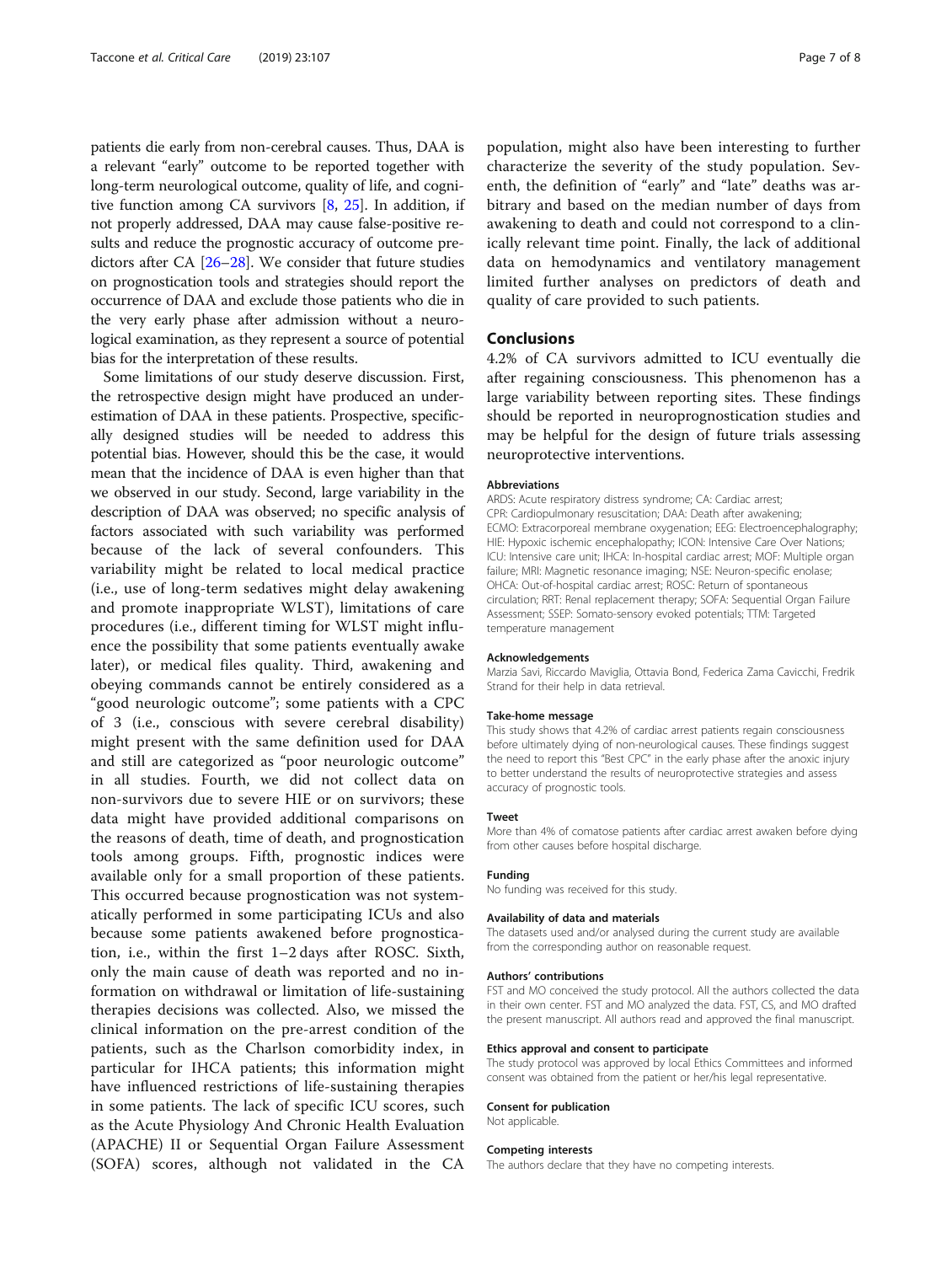patients die early from non-cerebral causes. Thus, DAA is a relevant "early" outcome to be reported together with long-term neurological outcome, quality of life, and cognitive function among CA survivors [8, 25]. In addition, if not properly addressed, DAA may cause false-positive results and reduce the prognostic accuracy of outcome predictors after CA [26–28]. We consider that future studies on prognostication tools and strategies should report the occurrence of DAA and exclude those patients who die in the very early phase after admission without a neurological examination, as they represent a source of potential bias for the interpretation of these results.

Some limitations of our study deserve discussion. First, the retrospective design might have produced an underestimation of DAA in these patients. Prospective, specifically designed studies will be needed to address this potential bias. However, should this be the case, it would mean that the incidence of DAA is even higher than that we observed in our study. Second, large variability in the description of DAA was observed; no specific analysis of factors associated with such variability was performed because of the lack of several confounders. This variability might be related to local medical practice (i.e., use of long-term sedatives might delay awakening and promote inappropriate WLST), limitations of care procedures (i.e., different timing for WLST might influence the possibility that some patients eventually awake later), or medical files quality. Third, awakening and obeying commands cannot be entirely considered as a "good neurologic outcome"; some patients with a CPC of 3 (i.e., conscious with severe cerebral disability) might present with the same definition used for DAA and still are categorized as "poor neurologic outcome" in all studies. Fourth, we did not collect data on non-survivors due to severe HIE or on survivors; these data might have provided additional comparisons on the reasons of death, time of death, and prognostication tools among groups. Fifth, prognostic indices were available only for a small proportion of these patients. This occurred because prognostication was not systematically performed in some participating ICUs and also because some patients awakened before prognostication, i.e., within the first 1–2 days after ROSC. Sixth, only the main cause of death was reported and no information on withdrawal or limitation of life-sustaining therapies decisions was collected. Also, we missed the clinical information on the pre-arrest condition of the patients, such as the Charlson comorbidity index, in particular for IHCA patients; this information might have influenced restrictions of life-sustaining therapies in some patients. The lack of specific ICU scores, such as the Acute Physiology And Chronic Health Evaluation (APACHE) II or Sequential Organ Failure Assessment (SOFA) scores, although not validated in the CA population, might also have been interesting to further characterize the severity of the study population. Seventh, the definition of "early" and "late" deaths was arbitrary and based on the median number of days from awakening to death and could not correspond to a clinically relevant time point. Finally, the lack of additional data on hemodynamics and ventilatory management limited further analyses on predictors of death and quality of care provided to such patients.

## Conclusions

4.2% of CA survivors admitted to ICU eventually die after regaining consciousness. This phenomenon has a large variability between reporting sites. These findings should be reported in neuroprognostication studies and may be helpful for the design of future trials assessing neuroprotective interventions.

#### Abbreviations

ARDS: Acute respiratory distress syndrome; CA: Cardiac arrest; CPR: Cardiopulmonary resuscitation; DAA: Death after awakening; ECMO: Extracorporeal membrane oxygenation; EEG: Electroencephalography; HIE: Hypoxic ischemic encephalopathy; ICON: Intensive Care Over Nations; ICU: Intensive care unit; IHCA: In-hospital cardiac arrest; MOF: Multiple organ failure; MRI: Magnetic resonance imaging; NSE: Neuron-specific enolase; OHCA: Out-of-hospital cardiac arrest; ROSC: Return of spontaneous circulation; RRT: Renal replacement therapy; SOFA: Sequential Organ Failure Assessment; SSEP: Somato-sensory evoked potentials; TTM: Targeted temperature management

#### Acknowledgements

Marzia Savi, Riccardo Maviglia, Ottavia Bond, Federica Zama Cavicchi, Fredrik Strand for their help in data retrieval.

#### Take-home message

This study shows that 4.2% of cardiac arrest patients regain consciousness before ultimately dying of non-neurological causes. These findings suggest the need to report this "Best CPC" in the early phase after the anoxic injury to better understand the results of neuroprotective strategies and assess accuracy of prognostic tools.

#### Tweet

More than 4% of comatose patients after cardiac arrest awaken before dying from other causes before hospital discharge.

#### Funding

No funding was received for this study.

#### Availability of data and materials

The datasets used and/or analysed during the current study are available from the corresponding author on reasonable request.

#### Authors' contributions

FST and MO conceived the study protocol. All the authors collected the data in their own center. FST and MO analyzed the data. FST, CS, and MO drafted the present manuscript. All authors read and approved the final manuscript.

#### Ethics approval and consent to participate

The study protocol was approved by local Ethics Committees and informed consent was obtained from the patient or her/his legal representative.

#### Consent for publication

Not applicable.

#### Competing interests

The authors declare that they have no competing interests.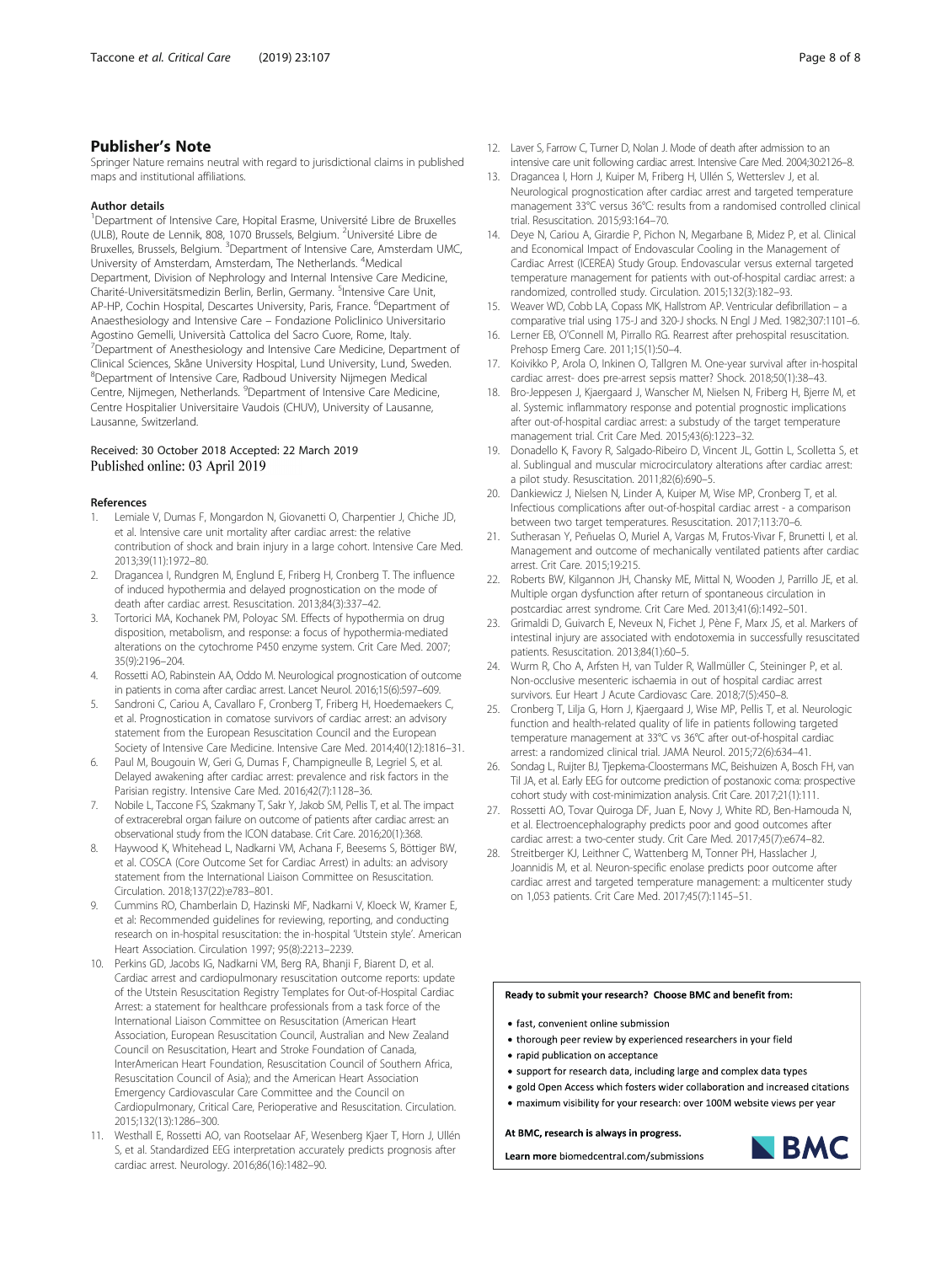## Publisher's Note

Springer Nature remains neutral with regard to jurisdictional claims in published maps and institutional affiliations.

### Author details

[1]Department of Intensive Care, Hopital Erasme, Université Libre de Bruxelles (ULB), Route de Lennik, 808, 1070 Brussels, Belgium. [2]Université Libre de Bruxelles, Brussels, Belgium. [3]Department of Intensive Care, Amsterdam UMC, University of Amsterdam, Amsterdam, The Netherlands. [4]Medical Department, Division of Nephrology and Internal Intensive Care Medicine, Charité-Universitätsmedizin Berlin, Berlin, Germany. [5]Intensive Care Unit, AP-HP, Cochin Hospital, Descartes University, Paris, France. [6]Department of Anaesthesiology and Intensive Care – Fondazione Policlinico Universitario Agostino Gemelli, Università Cattolica del Sacro Cuore, Rome, Italy. [7]Department of Anesthesiology and Intensive Care Medicine, Department of Clinical Sciences, Skåne University Hospital, Lund University, Lund, Sweden. [8]Department of Intensive Care, Radboud University Nijmegen Medical Centre, Nijmegen, Netherlands. [9]Department of Intensive Care Medicine, Centre Hospitalier Universitaire Vaudois (CHUV), University of Lausanne, Lausanne, Switzerland.

Received: 30 October 2018 Accepted: 22 March 2019
Published online: 03 April 2019

### References

1. Lemiale V, Dumas F, Mongardon N, Giovanetti O, Charpentier J, Chiche JD, et al. Intensive care unit mortality after cardiac arrest: the relative contribution of shock and brain injury in a large cohort. Intensive Care Med. 2013;39(11):1972–80.
2. Dragancea I, Rundgren M, Englund E, Friberg H, Cronberg T. The influence of induced hypothermia and delayed prognostication on the mode of death after cardiac arrest. Resuscitation. 2013;84(3):337–42.
3. Tortorici MA, Kochanek PM, Poloyac SM. Effects of hypothermia on drug disposition, metabolism, and response: a focus of hypothermia-mediated alterations on the cytochrome P450 enzyme system. Crit Care Med. 2007; 35(9):2196–204.
4. Rossetti AO, Rabinstein AA, Oddo M. Neurological prognostication of outcome in patients in coma after cardiac arrest. Lancet Neurol. 2016;15(6):597–609.
5. Sandroni C, Cariou A, Cavallaro F, Cronberg T, Friberg H, Hoedemaekers C, et al. Prognostication in comatose survivors of cardiac arrest: an advisory statement from the European Resuscitation Council and the European Society of Intensive Care Medicine. Intensive Care Med. 2014;40(12):1816–31.
6. Paul M, Bougouin W, Geri G, Dumas F, Champigneulle B, Legriel S, et al. Delayed awakening after cardiac arrest: prevalence and risk factors in the Parisian registry. Intensive Care Med. 2016;42(7):1128–36.
7. Nobile L, Taccone FS, Szakmany T, Sakr Y, Jakob SM, Pellis T, et al. The impact of extracerebral organ failure on outcome of patients after cardiac arrest: an observational study from the ICON database. Crit Care. 2016;20(1):368.
8. Haywood K, Whitehead L, Nadkarni VM, Achana F, Beesems S, Böttiger BW, et al. COSCA (Core Outcome Set for Cardiac Arrest) in adults: an advisory statement from the International Liaison Committee on Resuscitation. Circulation. 2018;137(22):e783–801.
9. Cummins RO, Chamberlain D, Hazinski MF, Nadkarni V, Kloeck W, Kramer E, et al: Recommended guidelines for reviewing, reporting, and conducting research on in-hospital resuscitation: the in-hospital 'Utstein style'. American Heart Association. Circulation 1997; 95(8):2213–2239.
10. Perkins GD, Jacobs IG, Nadkarni VM, Berg RA, Bhanji F, Biarent D, et al. Cardiac arrest and cardiopulmonary resuscitation outcome reports: update of the Utstein Resuscitation Registry Templates for Out-of-Hospital Cardiac Arrest: a statement for healthcare professionals from a task force of the International Liaison Committee on Resuscitation (American Heart Association, European Resuscitation Council, Australian and New Zealand Council on Resuscitation, Heart and Stroke Foundation of Canada, InterAmerican Heart Foundation, Resuscitation Council of Southern Africa, Resuscitation Council of Asia); and the American Heart Association Emergency Cardiovascular Care Committee and the Council on Cardiopulmonary, Critical Care, Perioperative and Resuscitation. Circulation. 2015;132(13):1286–300.
11. Westhall E, Rossetti AO, van Rootselaar AF, Wesenberg Kjaer T, Horn J, Ullén S, et al. Standardized EEG interpretation accurately predicts prognosis after cardiac arrest. Neurology. 2016;86(16):1482–90.
12. Laver S, Farrow C, Turner D, Nolan J. Mode of death after admission to an intensive care unit following cardiac arrest. Intensive Care Med. 2004;30:2126–8.
13. Dragancea I, Horn J, Kuiper M, Friberg H, Ullén S, Wetterslev J, et al. Neurological prognostication after cardiac arrest and targeted temperature management 33°C versus 36°C: results from a randomised controlled clinical trial. Resuscitation. 2015;93:164–70.
14. Deye N, Cariou A, Girardie P, Pichon N, Megarbane B, Midez P, et al. Clinical and Economical Impact of Endovascular Cooling in the Management of Cardiac Arrest (ICEREA) Study Group. Endovascular versus external targeted temperature management for patients with out-of-hospital cardiac arrest: a randomized, controlled study. Circulation. 2015;132(3):182–93.
15. Weaver WD, Cobb LA, Copass MK, Hallstrom AP. Ventricular defibrillation – a comparative trial using 175-J and 320-J shocks. N Engl J Med. 1982;307:1101–6.
16. Lerner EB, O'Connell M, Pirrallo RG. Rearrest after prehospital resuscitation. Prehosp Emerg Care. 2011;15(1):50–4.
17. Koivikko P, Arola O, Inkinen O, Tallgren M. One-year survival after in-hospital cardiac arrest- does pre-arrest sepsis matter? Shock. 2018;50(1):38–43.
18. Bro-Jeppesen J, Kjaergaard J, Wanscher M, Nielsen N, Friberg H, Bjerre M, et al. Systemic inflammatory response and potential prognostic implications after out-of-hospital cardiac arrest: a substudy of the target temperature management trial. Crit Care Med. 2015;43(6):1223–32.
19. Donadello K, Favory R, Salgado-Ribeiro D, Vincent JL, Gottin L, Scolletta S, et al. Sublingual and muscular microcirculatory alterations after cardiac arrest: a pilot study. Resuscitation. 2011;82(6):690–5.
20. Dankiewicz J, Nielsen N, Linder A, Kuiper M, Wise MP, Cronberg T, et al. Infectious complications after out-of-hospital cardiac arrest - a comparison between two target temperatures. Resuscitation. 2017;113:70–6.
21. Sutherasan Y, Peñuelas O, Muriel A, Vargas M, Frutos-Vivar F, Brunetti I, et al. Management and outcome of mechanically ventilated patients after cardiac arrest. Crit Care. 2015;19:215.
22. Roberts BW, Kilgannon JH, Chansky ME, Mittal N, Wooden J, Parrillo JE, et al. Multiple organ dysfunction after return of spontaneous circulation in postcardiac arrest syndrome. Crit Care Med. 2013;41(6):1492–501.
23. Grimaldi D, Guivarch E, Neveux N, Fichet J, Pène F, Marx JS, et al. Markers of intestinal injury are associated with endotoxemia in successfully resuscitated patients. Resuscitation. 2013;84(1):60–5.
24. Wurm R, Cho A, Arfsten H, van Tulder R, Wallmüller C, Steininger P, et al. Non-occlusive mesenteric ischaemia in out of hospital cardiac arrest survivors. Eur Heart J Acute Cardiovasc Care. 2018;7(5):450–8.
25. Cronberg T, Lilja G, Horn J, Kjaergaard J, Wise MP, Pellis T, et al. Neurologic function and health-related quality of life in patients following targeted temperature management at 33°C vs 36°C after out-of-hospital cardiac arrest: a randomized clinical trial. JAMA Neurol. 2015;72(6):634–41.
26. Sondag L, Ruijter BJ, Tjepkema-Cloostermans MC, Beishuizen A, Bosch FH, van Til JA, et al. Early EEG for outcome prediction of postanoxic coma: prospective cohort study with cost-minimization analysis. Crit Care. 2017;21(1):111.
27. Rossetti AO, Tovar Quiroga DF, Juan E, Novy J, White RD, Ben-Hamouda N, et al. Electroencephalography predicts poor and good outcomes after cardiac arrest: a two-center study. Crit Care Med. 2017;45(7):e674–82.
28. Streitberger KJ, Leithner C, Wattenberg M, Tonner PH, Hasslacher J, Joannidis M, et al. Neuron-specific enolase predicts poor outcome after cardiac arrest and targeted temperature management: a multicenter study on 1,053 patients. Crit Care Med. 2017;45(7):1145–51.

**Ready to submit your research? Choose BMC and benefit from:**

- fast, convenient online submission
- thorough peer review by experienced researchers in your field
- rapid publication on acceptance
- support for research data, including large and complex data types
- gold Open Access which fosters wider collaboration and increased citations
- maximum visibility for your research: over 100M website views per year

**At BMC, research is always in progress.**

**Learn more** biomedcentral.com/submissions

BMC